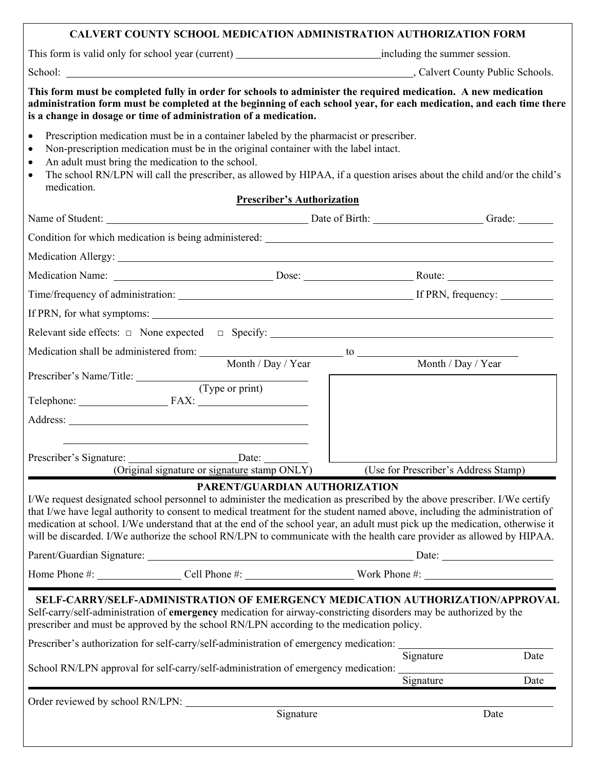# CALVERT COUNTY SCHOOL MEDICATION ADMINISTRATION AUTHORIZATION FORM

This form is valid only for school year (current) ____________________________including the summer session.

School: ______________________________________________________________________, Calvert County Public Schools.

**This form must be completed fully in order for schools to administer the required medication. A new medication administration form must be completed at the beginning of each school year, for each medication, and each time there is a change in dosage or time of administration of a medication.**

- Prescription medication must be in a container labeled by the pharmacist or prescriber.
- Non-prescription medication must be in the original container with the label intact.
- An adult must bring the medication to the school.
- The school RN/LPN will call the prescriber, as allowed by HIPAA, if a question arises about the child and/or the child's medication.

## Prescriber's Authorization

Name of Student: ________________________________________ Date of Birth: ____________________ Grade: _______

Condition for which medication is being administered: ____________________________________________________________

Medication Allergy: ______________________________________________________________________________________

Medication Name: ______________________________ Dose: ____________________ Route: ____________________

Time/frequency of administration: ______________________________________________ If PRN, frequency: __________

If PRN, for what symptoms: ________________________________________________________________________________

Relevant side effects: □ None expected □ Specify: ________________________________________________________

Medication shall be administered from: __________________________ to ______________________________
Month / Day / Year Month / Day / Year

Prescriber's Name/Title: ______________________________
(Type or print)

Telephone: _________________ FAX: ____________________

Address: ______________________________________________

______________________________________________

Prescriber's Signature: ____________________Date: ________
(Original signature or signature stamp ONLY)

(Use for Prescriber's Address Stamp)

## PARENT/GUARDIAN AUTHORIZATION

I/We request designated school personnel to administer the medication as prescribed by the above prescriber. I/We certify that I/we have legal authority to consent to medical treatment for the student named above, including the administration of medication at school. I/We understand that at the end of the school year, an adult must pick up the medication, otherwise it will be discarded. I/We authorize the school RN/LPN to communicate with the health care provider as allowed by HIPAA.

Parent/Guardian Signature: ____________________________________________________ Date: ____________________

Home Phone #: _______________ Cell Phone #: ____________________ Work Phone #: ______________________

## SELF-CARRY/SELF-ADMINISTRATION OF EMERGENCY MEDICATION AUTHORIZATION/APPROVAL

Self-carry/self-administration of **emergency** medication for airway-constricting disorders may be authorized by the prescriber and must be approved by the school RN/LPN according to the medication policy.

Prescriber's authorization for self-carry/self-administration of emergency medication: ______________________
Signature Date

School RN/LPN approval for self-carry/self-administration of emergency medication: ______________________
Signature Date

Order reviewed by school RN/LPN: ______________________________________________________________________
Signature Date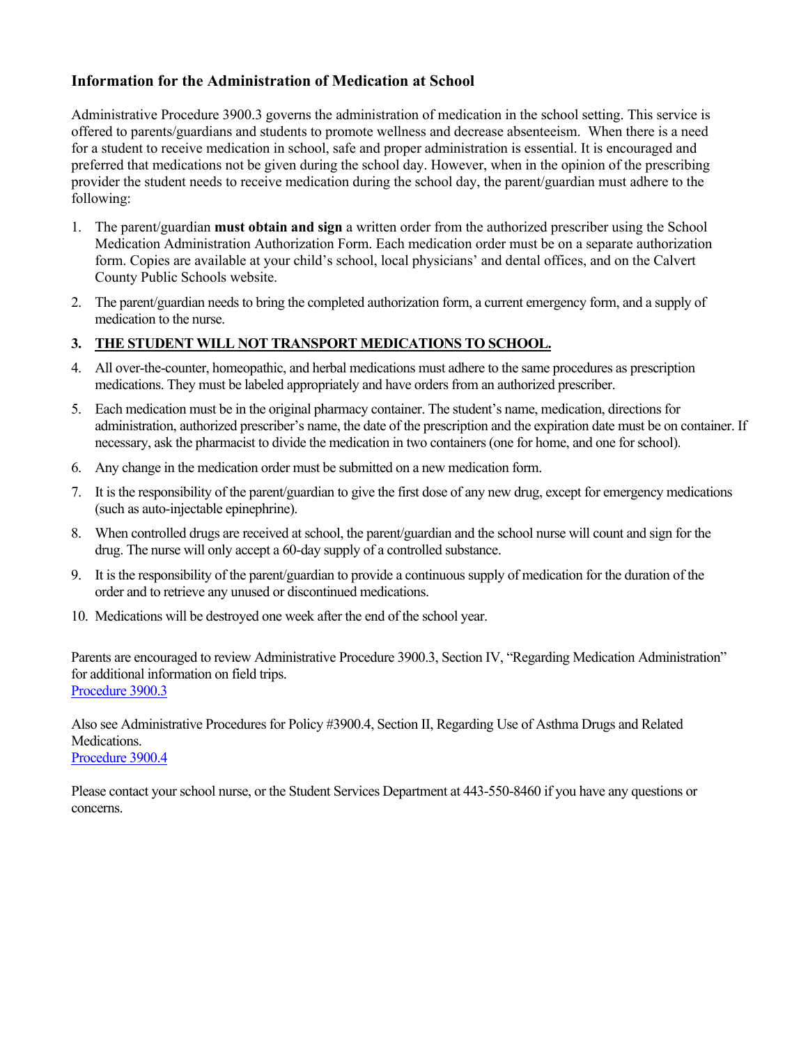## Information for the Administration of Medication at School

Administrative Procedure 3900.3 governs the administration of medication in the school setting. This service is offered to parents/guardians and students to promote wellness and decrease absenteeism. When there is a need for a student to receive medication in school, safe and proper administration is essential. It is encouraged and preferred that medications not be given during the school day. However, when in the opinion of the prescribing provider the student needs to receive medication during the school day, the parent/guardian must adhere to the following:

1. The parent/guardian **must obtain and sign** a written order from the authorized prescriber using the School Medication Administration Authorization Form. Each medication order must be on a separate authorization form. Copies are available at your child's school, local physicians' and dental offices, and on the Calvert County Public Schools website.
2. The parent/guardian needs to bring the completed authorization form, a current emergency form, and a supply of medication to the nurse.
3. **<u>THE STUDENT WILL NOT TRANSPORT MEDICATIONS TO SCHOOL.</u>**
4. All over-the-counter, homeopathic, and herbal medications must adhere to the same procedures as prescription medications. They must be labeled appropriately and have orders from an authorized prescriber.
5. Each medication must be in the original pharmacy container. The student's name, medication, directions for administration, authorized prescriber's name, the date of the prescription and the expiration date must be on container. If necessary, ask the pharmacist to divide the medication in two containers (one for home, and one for school).
6. Any change in the medication order must be submitted on a new medication form.
7. It is the responsibility of the parent/guardian to give the first dose of any new drug, except for emergency medications (such as auto-injectable epinephrine).
8. When controlled drugs are received at school, the parent/guardian and the school nurse will count and sign for the drug. The nurse will only accept a 60-day supply of a controlled substance.
9. It is the responsibility of the parent/guardian to provide a continuous supply of medication for the duration of the order and to retrieve any unused or discontinued medications.
10. Medications will be destroyed one week after the end of the school year.

Parents are encouraged to review Administrative Procedure 3900.3, Section IV, "Regarding Medication Administration" for additional information on field trips.
Procedure 3900.3

Also see Administrative Procedures for Policy #3900.4, Section II, Regarding Use of Asthma Drugs and Related Medications.
Procedure 3900.4

Please contact your school nurse, or the Student Services Department at 443-550-8460 if you have any questions or concerns.